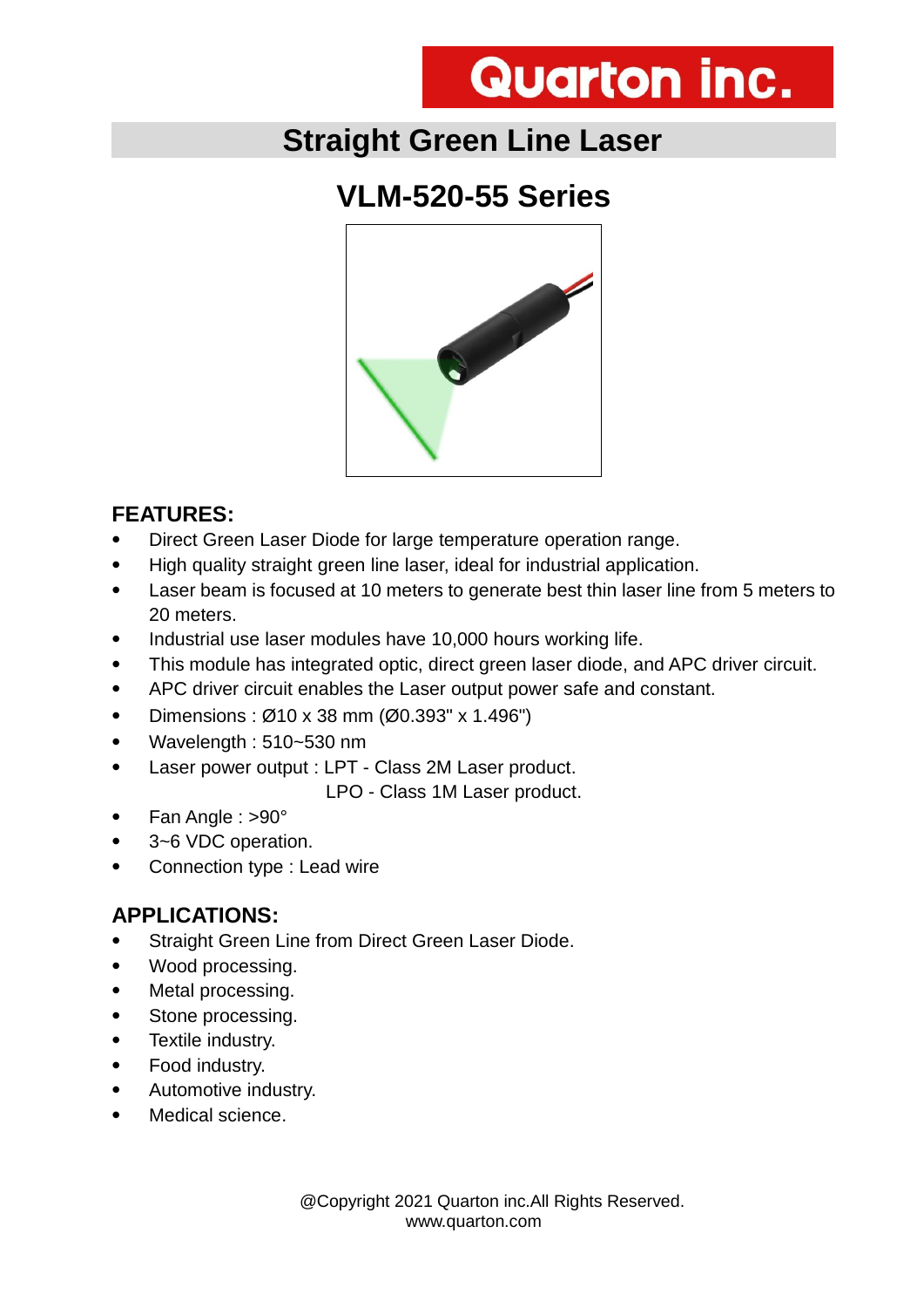# Quarton inc.

## Straight Green Line Laser

## VLM-520-55 Series

### FEATURES:

- Direct Green Laser Diode for large temperature operation range.
- High quality straight green line laser, ideal for industrial application.
- Laser beam is focused at 10 meters to generate best thin laser line from 5 meters to 20 meters.
- Industrial use laser modules have 10,000 hours working life.
- This module has integrated optic, direct green laser diode, and APC driver circuit.
- APC driver circuit enables the Laser output power safe and constant.
- Dimensions : Ø10 x 38 mm (Ø0.393" x 1.496")
- Wavelength : 510~530 nm
- Laser power output : LPT - Class 2M Laser product.
  LPO - Class 1M Laser product.
- Fan Angle : >90°
- 3~6 VDC operation.
- Connection type : Lead wire

### APPLICATIONS:

- Straight Green Line from Direct Green Laser Diode.
- Wood processing.
- Metal processing.
- Stone processing.
- Textile industry.
- Food industry.
- Automotive industry.
- Medical science.

@Copyright 2021 Quarton inc.All Rights Reserved.
www.quarton.com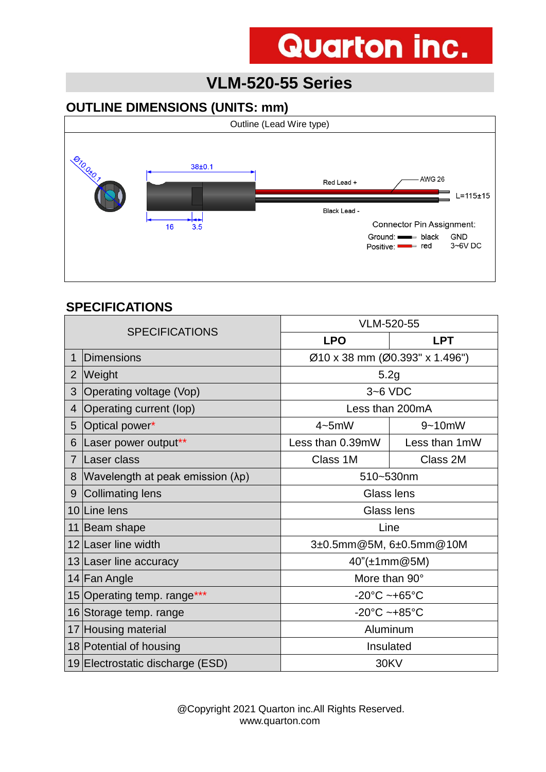Quarton inc.

# VLM-520-55 Series

## OUTLINE DIMENSIONS (UNITS: mm)

Outline (Lead Wire type)

Ø10.0±0.1

38±0.1

16

3.5

Red Lead +

Black Lead -

AWG 26

L=115±15

Connector Pin Assignment:

Ground: black GND

Positive: red 3~6V DC

## SPECIFICATIONS

| | SPECIFICATIONS | VLM-520-55 | |
|---|---|---|---|
| | | LPO | LPT |
| 1 | Dimensions | Ø10 x 38 mm (Ø0.393" x 1.496") | |
| 2 | Weight | 5.2g | |
| 3 | Operating voltage (Vop) | 3~6 VDC | |
| 4 | Operating current (Iop) | Less than 200mA | |
| 5 | Optical power* | 4~5mW | 9~10mW |
| 6 | Laser power output** | Less than 0.39mW | Less than 1mW |
| 7 | Laser class | Class 1M | Class 2M |
| 8 | Wavelength at peak emission (λp) | 510~530nm | |
| 9 | Collimating lens | Glass lens | |
| 10 | Line lens | Glass lens | |
| 11 | Beam shape | Line | |
| 12 | Laser line width | 3±0.5mm@5M, 6±0.5mm@10M | |
| 13 | Laser line accuracy | 40"(±1mm@5M) | |
| 14 | Fan Angle | More than 90° | |
| 15 | Operating temp. range*** | -20°C ~+65°C | |
| 16 | Storage temp. range | -20°C ~+85°C | |
| 17 | Housing material | Aluminum | |
| 18 | Potential of housing | Insulated | |
| 19 | Electrostatic discharge (ESD) | 30KV | |

@Copyright 2021 Quarton inc.All Rights Reserved.
www.quarton.com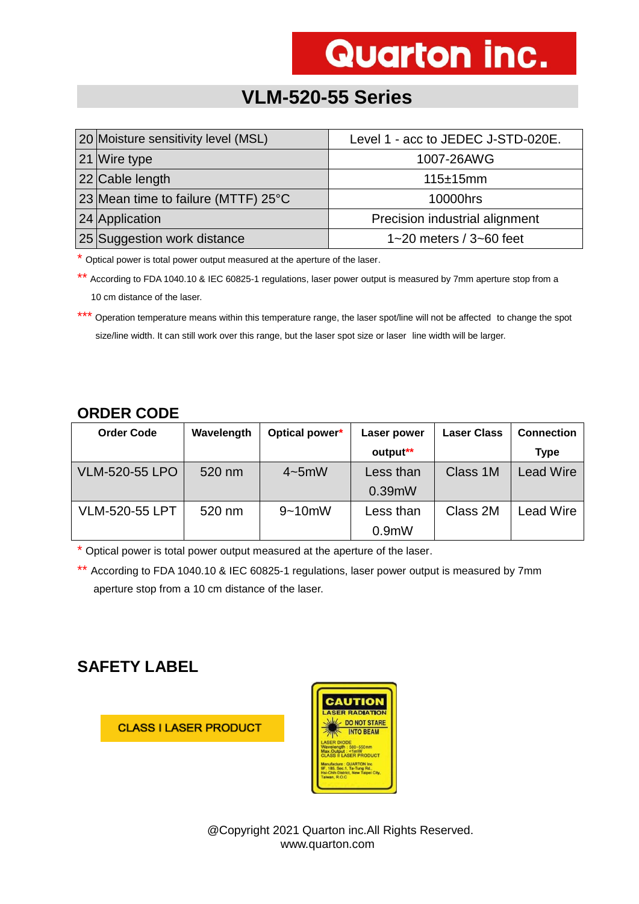# VLM-520-55 Series

| | | |
|---|---|---|
| 20 | Moisture sensitivity level (MSL) | Level 1 - acc to JEDEC J-STD-020E. |
| 21 | Wire type | 1007-26AWG |
| 22 | Cable length | 115±15mm |
| 23 | Mean time to failure (MTTF) 25°C | 10000hrs |
| 24 | Application | Precision industrial alignment |
| 25 | Suggestion work distance | 1~20 meters / 3~60 feet |

* Optical power is total power output measured at the aperture of the laser.

** According to FDA 1040.10 & IEC 60825-1 regulations, laser power output is measured by 7mm aperture stop from a 10 cm distance of the laser.

*** Operation temperature means within this temperature range, the laser spot/line will not be affected to change the spot size/line width. It can still work over this range, but the laser spot size or laser line width will be larger.

## ORDER CODE

| Order Code | Wavelength | Optical power* | Laser power output** | Laser Class | Connection Type |
|---|---|---|---|---|---|
| VLM-520-55 LPO | 520 nm | 4~5mW | Less than 0.39mW | Class 1M | Lead Wire |
| VLM-520-55 LPT | 520 nm | 9~10mW | Less than 0.9mW | Class 2M | Lead Wire |

* Optical power is total power output measured at the aperture of the laser.

** According to FDA 1040.10 & IEC 60825-1 regulations, laser power output is measured by 7mm aperture stop from a 10 cm distance of the laser.

## SAFETY LABEL

CLASS I LASER PRODUCT

CAUTION
LASER RADIATION
DO NOT STARE INTO BEAM
LASER DIODE
Wavelength : 500~550nm
Max Output : <1mW
CLASS II LASER PRODUCT
Manufacture : QUARTON Inc
9F, 185, Sec.1, Ta-Tung Rd.
Hsi-Chih District, New Taipei City,
Taiwan, R.O.C

@Copyright 2021 Quarton inc.All Rights Reserved.
www.quarton.com